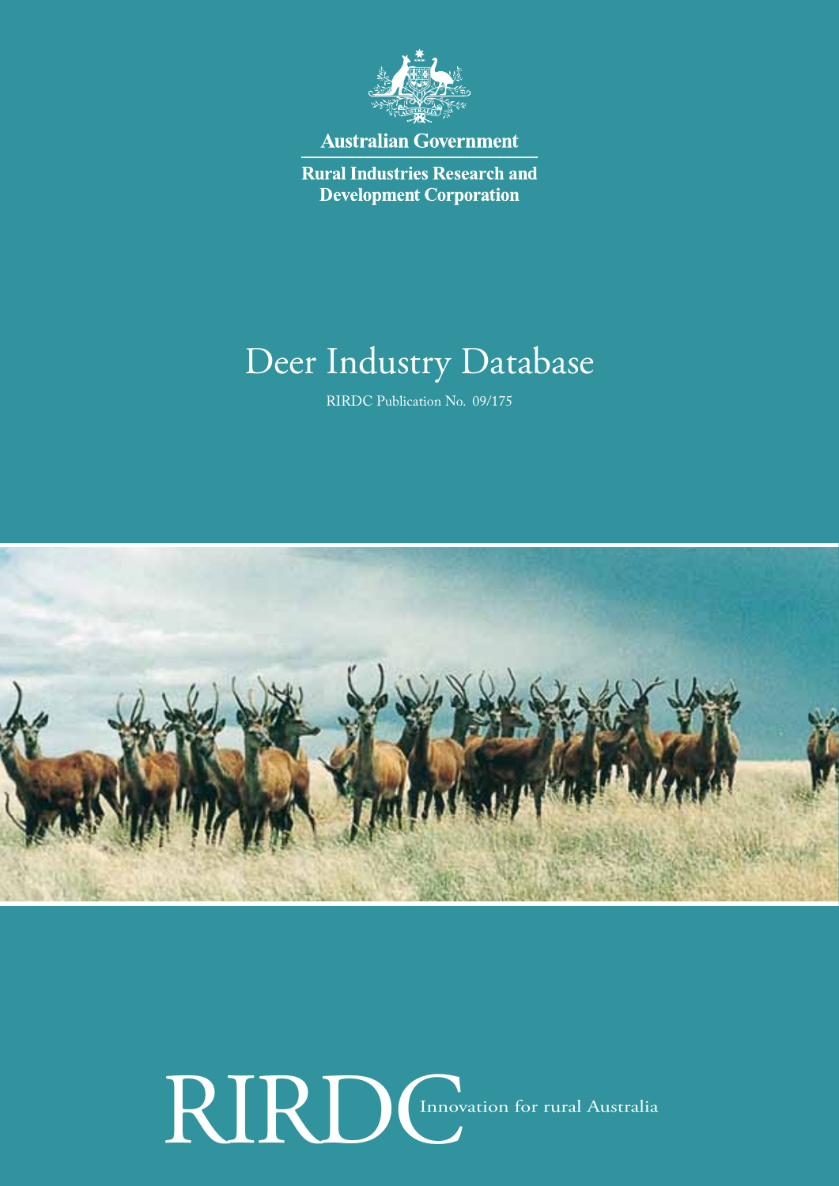Australian Government

Rural Industries Research and Development Corporation

# Deer Industry Database

RIRDC Publication No. 09/175

RIRDC Innovation for rural Australia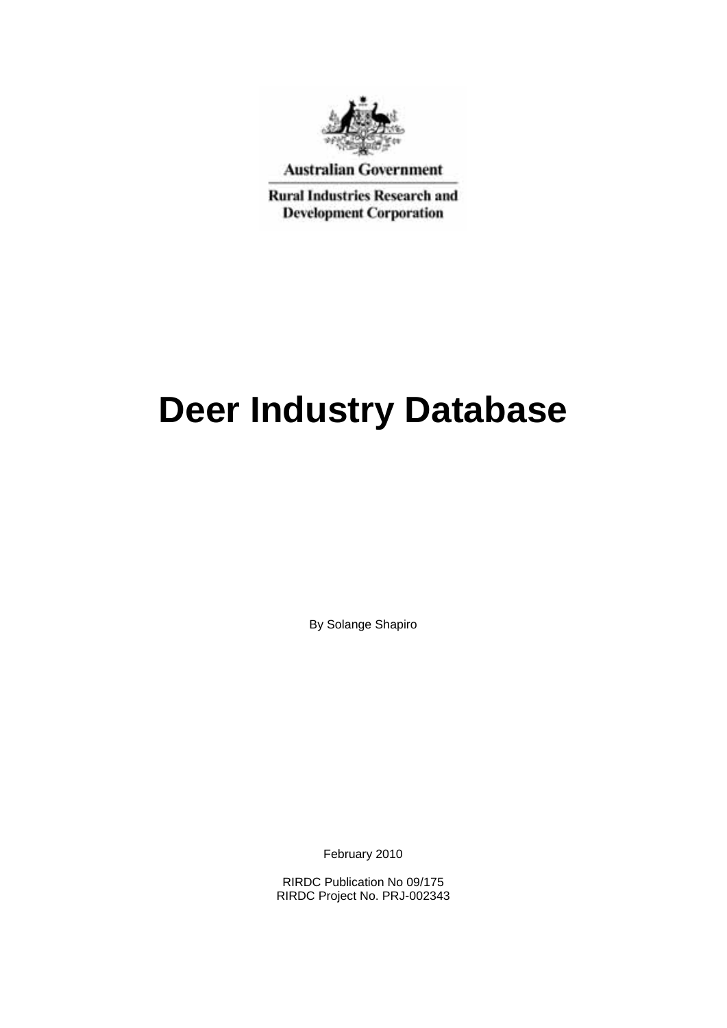Australian Government

Rural Industries Research and Development Corporation

# Deer Industry Database

By Solange Shapiro

February 2010

RIRDC Publication No 09/175
RIRDC Project No. PRJ-002343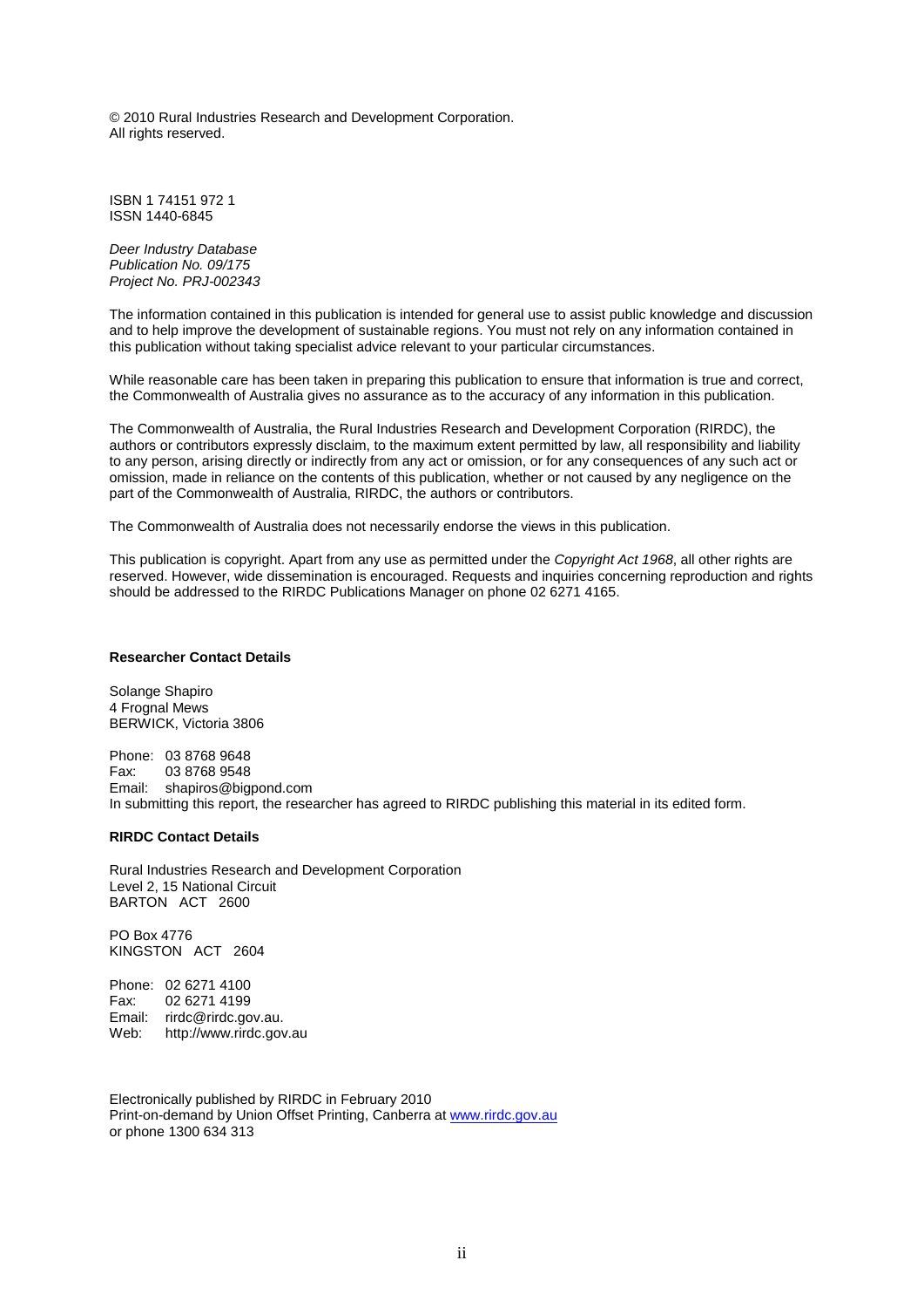© 2010 Rural Industries Research and Development Corporation.
All rights reserved.

ISBN 1 74151 972 1
ISSN 1440-6845

*Deer Industry Database*
*Publication No. 09/175*
*Project No. PRJ-002343*

The information contained in this publication is intended for general use to assist public knowledge and discussion and to help improve the development of sustainable regions. You must not rely on any information contained in this publication without taking specialist advice relevant to your particular circumstances.

While reasonable care has been taken in preparing this publication to ensure that information is true and correct, the Commonwealth of Australia gives no assurance as to the accuracy of any information in this publication.

The Commonwealth of Australia, the Rural Industries Research and Development Corporation (RIRDC), the authors or contributors expressly disclaim, to the maximum extent permitted by law, all responsibility and liability to any person, arising directly or indirectly from any act or omission, or for any consequences of any such act or omission, made in reliance on the contents of this publication, whether or not caused by any negligence on the part of the Commonwealth of Australia, RIRDC, the authors or contributors.

The Commonwealth of Australia does not necessarily endorse the views in this publication.

This publication is copyright. Apart from any use as permitted under the *Copyright Act 1968*, all other rights are reserved. However, wide dissemination is encouraged. Requests and inquiries concerning reproduction and rights should be addressed to the RIRDC Publications Manager on phone 02 6271 4165.

**Researcher Contact Details**

Solange Shapiro
4 Frognal Mews
BERWICK, Victoria 3806

Phone: 03 8768 9648
Fax: 03 8768 9548
Email: shapiros@bigpond.com
In submitting this report, the researcher has agreed to RIRDC publishing this material in its edited form.

**RIRDC Contact Details**

Rural Industries Research and Development Corporation
Level 2, 15 National Circuit
BARTON ACT 2600

PO Box 4776
KINGSTON ACT 2604

Phone: 02 6271 4100
Fax: 02 6271 4199
Email: rirdc@rirdc.gov.au.
Web: http://www.rirdc.gov.au

Electronically published by RIRDC in February 2010
Print-on-demand by Union Offset Printing, Canberra at www.rirdc.gov.au
or phone 1300 634 313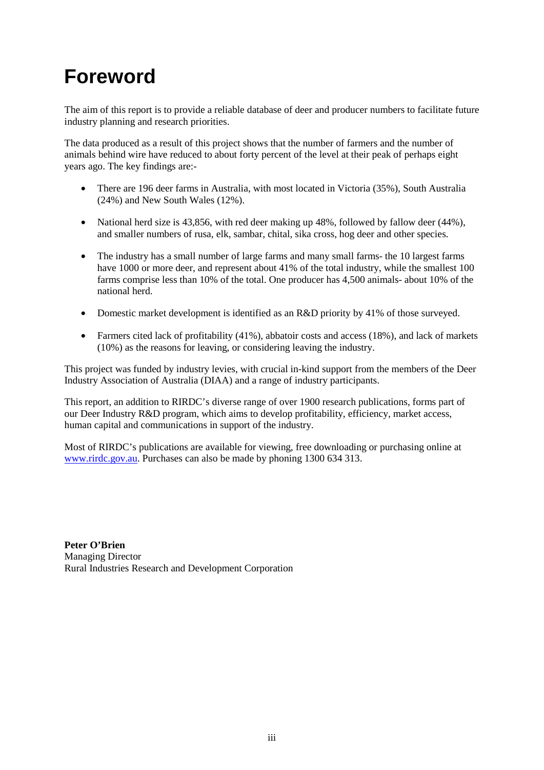# Foreword

The aim of this report is to provide a reliable database of deer and producer numbers to facilitate future industry planning and research priorities.

The data produced as a result of this project shows that the number of farmers and the number of animals behind wire have reduced to about forty percent of the level at their peak of perhaps eight years ago. The key findings are:-

- There are 196 deer farms in Australia, with most located in Victoria (35%), South Australia (24%) and New South Wales (12%).
- National herd size is 43,856, with red deer making up 48%, followed by fallow deer (44%), and smaller numbers of rusa, elk, sambar, chital, sika cross, hog deer and other species.
- The industry has a small number of large farms and many small farms- the 10 largest farms have 1000 or more deer, and represent about 41% of the total industry, while the smallest 100 farms comprise less than 10% of the total. One producer has 4,500 animals- about 10% of the national herd.
- Domestic market development is identified as an R&D priority by 41% of those surveyed.
- Farmers cited lack of profitability (41%), abbatoir costs and access (18%), and lack of markets (10%) as the reasons for leaving, or considering leaving the industry.

This project was funded by industry levies, with crucial in-kind support from the members of the Deer Industry Association of Australia (DIAA) and a range of industry participants.

This report, an addition to RIRDC's diverse range of over 1900 research publications, forms part of our Deer Industry R&D program, which aims to develop profitability, efficiency, market access, human capital and communications in support of the industry.

Most of RIRDC's publications are available for viewing, free downloading or purchasing online at www.rirdc.gov.au. Purchases can also be made by phoning 1300 634 313.

**Peter O'Brien**  
Managing Director  
Rural Industries Research and Development Corporation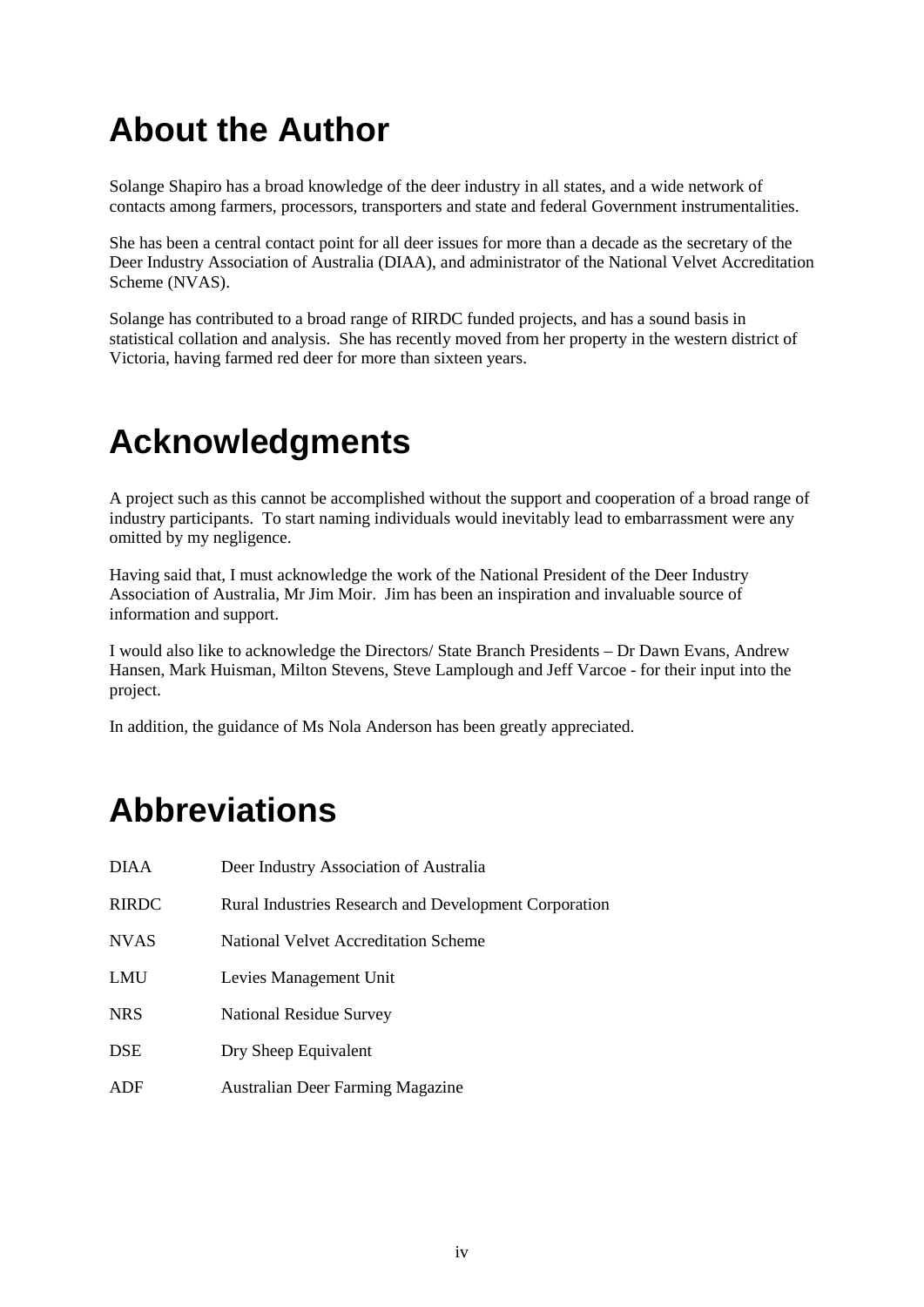# About the Author

Solange Shapiro has a broad knowledge of the deer industry in all states, and a wide network of contacts among farmers, processors, transporters and state and federal Government instrumentalities.

She has been a central contact point for all deer issues for more than a decade as the secretary of the Deer Industry Association of Australia (DIAA), and administrator of the National Velvet Accreditation Scheme (NVAS).

Solange has contributed to a broad range of RIRDC funded projects, and has a sound basis in statistical collation and analysis. She has recently moved from her property in the western district of Victoria, having farmed red deer for more than sixteen years.

# Acknowledgments

A project such as this cannot be accomplished without the support and cooperation of a broad range of industry participants. To start naming individuals would inevitably lead to embarrassment were any omitted by my negligence.

Having said that, I must acknowledge the work of the National President of the Deer Industry Association of Australia, Mr Jim Moir. Jim has been an inspiration and invaluable source of information and support.

I would also like to acknowledge the Directors/ State Branch Presidents – Dr Dawn Evans, Andrew Hansen, Mark Huisman, Milton Stevens, Steve Lamplough and Jeff Varcoe - for their input into the project.

In addition, the guidance of Ms Nola Anderson has been greatly appreciated.

# Abbreviations

| | |
|---|---|
| DIAA | Deer Industry Association of Australia |
| RIRDC | Rural Industries Research and Development Corporation |
| NVAS | National Velvet Accreditation Scheme |
| LMU | Levies Management Unit |
| NRS | National Residue Survey |
| DSE | Dry Sheep Equivalent |
| ADF | Australian Deer Farming Magazine |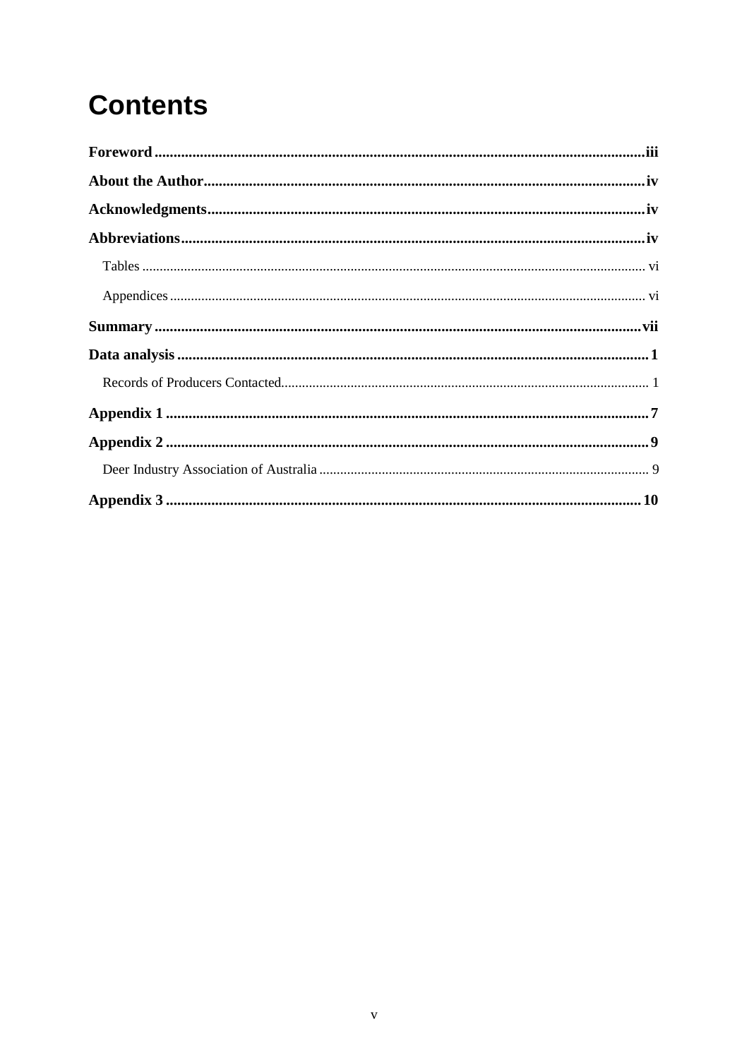# Contents

**Foreword** .......... iii

**About the Author** .......... iv

**Acknowledgments** .......... iv

**Abbreviations** .......... iv

- Tables .......... vi
- Appendices .......... vi

**Summary** .......... vii

**Data analysis** .......... 1

- Records of Producers Contacted .......... 1

**Appendix 1** .......... 7

**Appendix 2** .......... 9

- Deer Industry Association of Australia .......... 9

**Appendix 3** .......... 10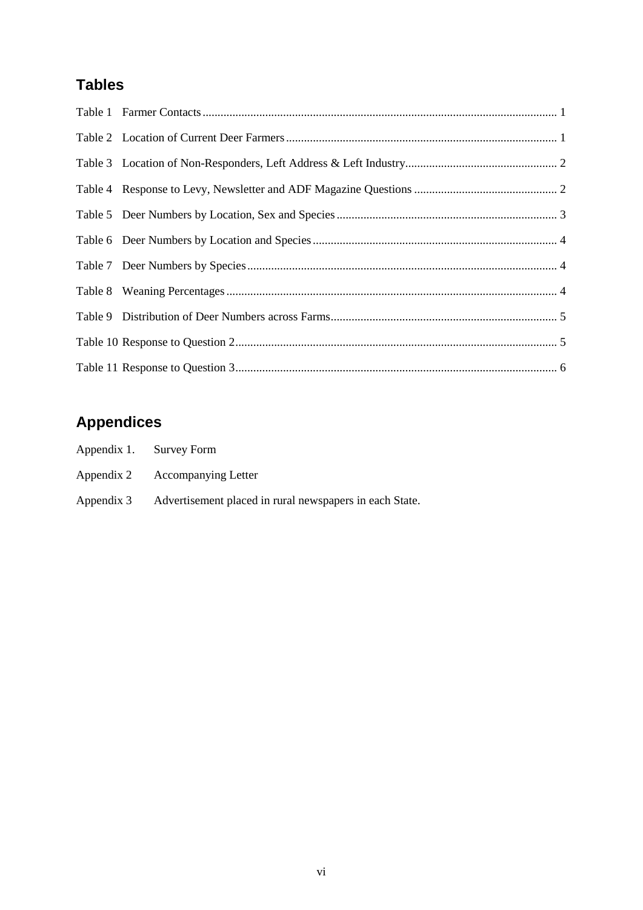## Tables

Table 1 Farmer Contacts ........................................................................................................ 1

Table 2 Location of Current Deer Farmers .......................................................................... 1

Table 3 Location of Non-Responders, Left Address & Left Industry .................................... 2

Table 4 Response to Levy, Newsletter and ADF Magazine Questions ................................. 2

Table 5 Deer Numbers by Location, Sex and Species ........................................................... 3

Table 6 Deer Numbers by Location and Species ................................................................... 4

Table 7 Deer Numbers by Species ......................................................................................... 4

Table 8 Weaning Percentages ............................................................................................... 4

Table 9 Distribution of Deer Numbers across Farms ............................................................. 5

Table 10 Response to Question 2 ........................................................................................... 5

Table 11 Response to Question 3 ........................................................................................... 6

## Appendices

Appendix 1. Survey Form

Appendix 2 Accompanying Letter

Appendix 3 Advertisement placed in rural newspapers in each State.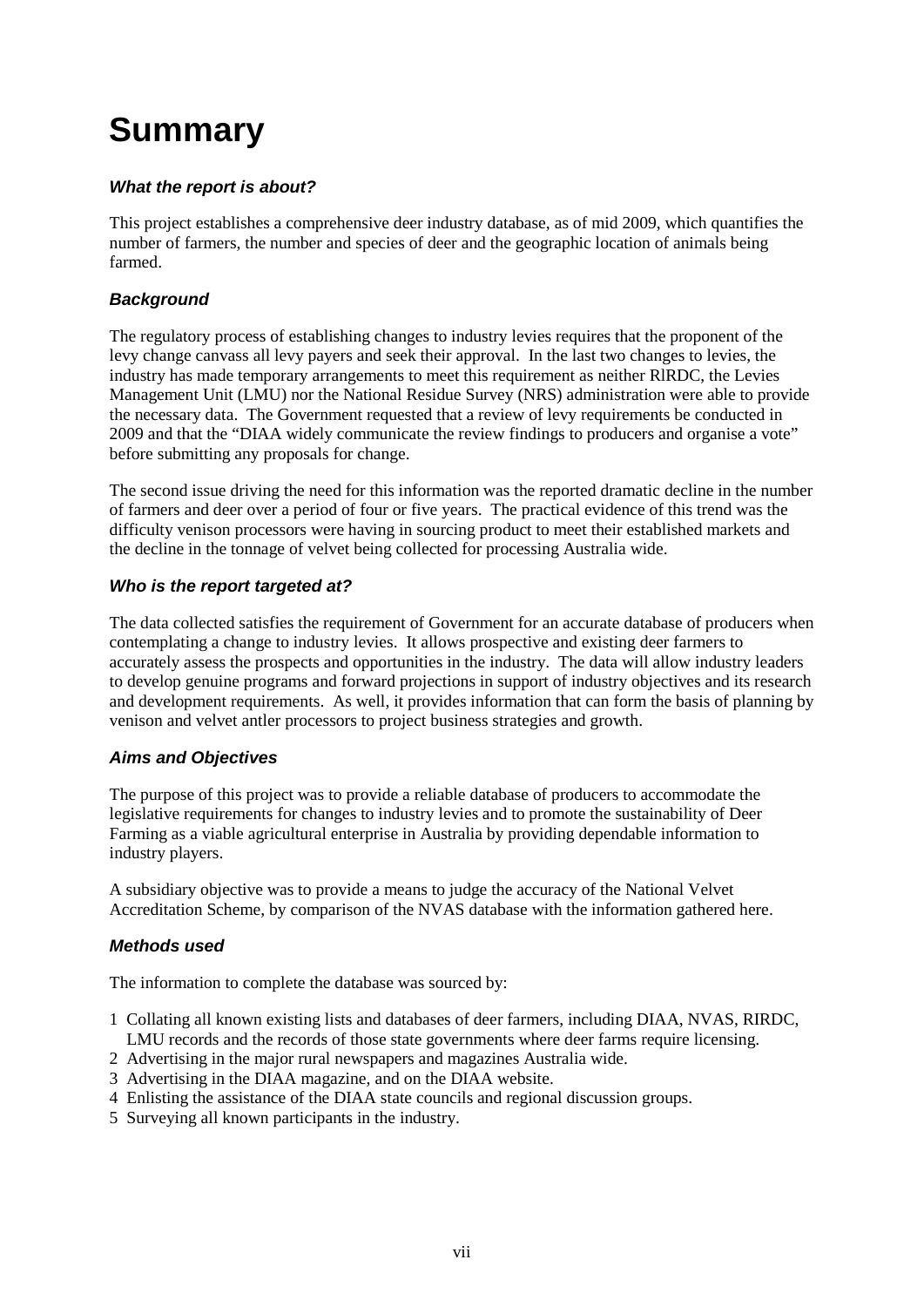# Summary

### *What the report is about?*

This project establishes a comprehensive deer industry database, as of mid 2009, which quantifies the number of farmers, the number and species of deer and the geographic location of animals being farmed.

### *Background*

The regulatory process of establishing changes to industry levies requires that the proponent of the levy change canvass all levy payers and seek their approval. In the last two changes to levies, the industry has made temporary arrangements to meet this requirement as neither RIRDC, the Levies Management Unit (LMU) nor the National Residue Survey (NRS) administration were able to provide the necessary data. The Government requested that a review of levy requirements be conducted in 2009 and that the "DIAA widely communicate the review findings to producers and organise a vote" before submitting any proposals for change.

The second issue driving the need for this information was the reported dramatic decline in the number of farmers and deer over a period of four or five years. The practical evidence of this trend was the difficulty venison processors were having in sourcing product to meet their established markets and the decline in the tonnage of velvet being collected for processing Australia wide.

### *Who is the report targeted at?*

The data collected satisfies the requirement of Government for an accurate database of producers when contemplating a change to industry levies. It allows prospective and existing deer farmers to accurately assess the prospects and opportunities in the industry. The data will allow industry leaders to develop genuine programs and forward projections in support of industry objectives and its research and development requirements. As well, it provides information that can form the basis of planning by venison and velvet antler processors to project business strategies and growth.

### *Aims and Objectives*

The purpose of this project was to provide a reliable database of producers to accommodate the legislative requirements for changes to industry levies and to promote the sustainability of Deer Farming as a viable agricultural enterprise in Australia by providing dependable information to industry players.

A subsidiary objective was to provide a means to judge the accuracy of the National Velvet Accreditation Scheme, by comparison of the NVAS database with the information gathered here.

### *Methods used*

The information to complete the database was sourced by:

1. Collating all known existing lists and databases of deer farmers, including DIAA, NVAS, RIRDC, LMU records and the records of those state governments where deer farms require licensing.
2. Advertising in the major rural newspapers and magazines Australia wide.
3. Advertising in the DIAA magazine, and on the DIAA website.
4. Enlisting the assistance of the DIAA state councils and regional discussion groups.
5. Surveying all known participants in the industry.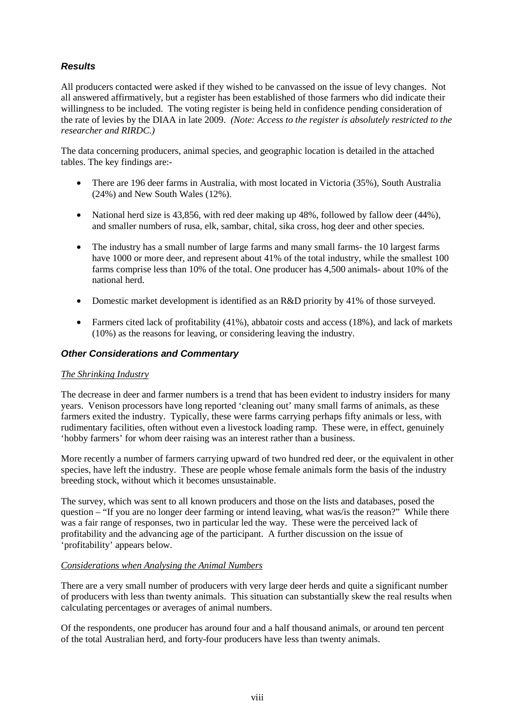### *Results*

All producers contacted were asked if they wished to be canvassed on the issue of levy changes. Not all answered affirmatively, but a register has been established of those farmers who did indicate their willingness to be included. The voting register is being held in confidence pending consideration of the rate of levies by the DIAA in late 2009. *(Note: Access to the register is absolutely restricted to the researcher and RIRDC.)*

The data concerning producers, animal species, and geographic location is detailed in the attached tables. The key findings are:-

- There are 196 deer farms in Australia, with most located in Victoria (35%), South Australia (24%) and New South Wales (12%).
- National herd size is 43,856, with red deer making up 48%, followed by fallow deer (44%), and smaller numbers of rusa, elk, sambar, chital, sika cross, hog deer and other species.
- The industry has a small number of large farms and many small farms- the 10 largest farms have 1000 or more deer, and represent about 41% of the total industry, while the smallest 100 farms comprise less than 10% of the total. One producer has 4,500 animals- about 10% of the national herd.
- Domestic market development is identified as an R&D priority by 41% of those surveyed.
- Farmers cited lack of profitability (41%), abbatoir costs and access (18%), and lack of markets (10%) as the reasons for leaving, or considering leaving the industry.

### *Other Considerations and Commentary*

*The Shrinking Industry*

The decrease in deer and farmer numbers is a trend that has been evident to industry insiders for many years. Venison processors have long reported 'cleaning out' many small farms of animals, as these farmers exited the industry. Typically, these were farms carrying perhaps fifty animals or less, with rudimentary facilities, often without even a livestock loading ramp. These were, in effect, genuinely 'hobby farmers' for whom deer raising was an interest rather than a business.

More recently a number of farmers carrying upward of two hundred red deer, or the equivalent in other species, have left the industry. These are people whose female animals form the basis of the industry breeding stock, without which it becomes unsustainable.

The survey, which was sent to all known producers and those on the lists and databases, posed the question – "If you are no longer deer farming or intend leaving, what was/is the reason?" While there was a fair range of responses, two in particular led the way. These were the perceived lack of profitability and the advancing age of the participant. A further discussion on the issue of 'profitability' appears below.

*Considerations when Analysing the Animal Numbers*

There are a very small number of producers with very large deer herds and quite a significant number of producers with less than twenty animals. This situation can substantially skew the real results when calculating percentages or averages of animal numbers.

Of the respondents, one producer has around four and a half thousand animals, or around ten percent of the total Australian herd, and forty-four producers have less than twenty animals.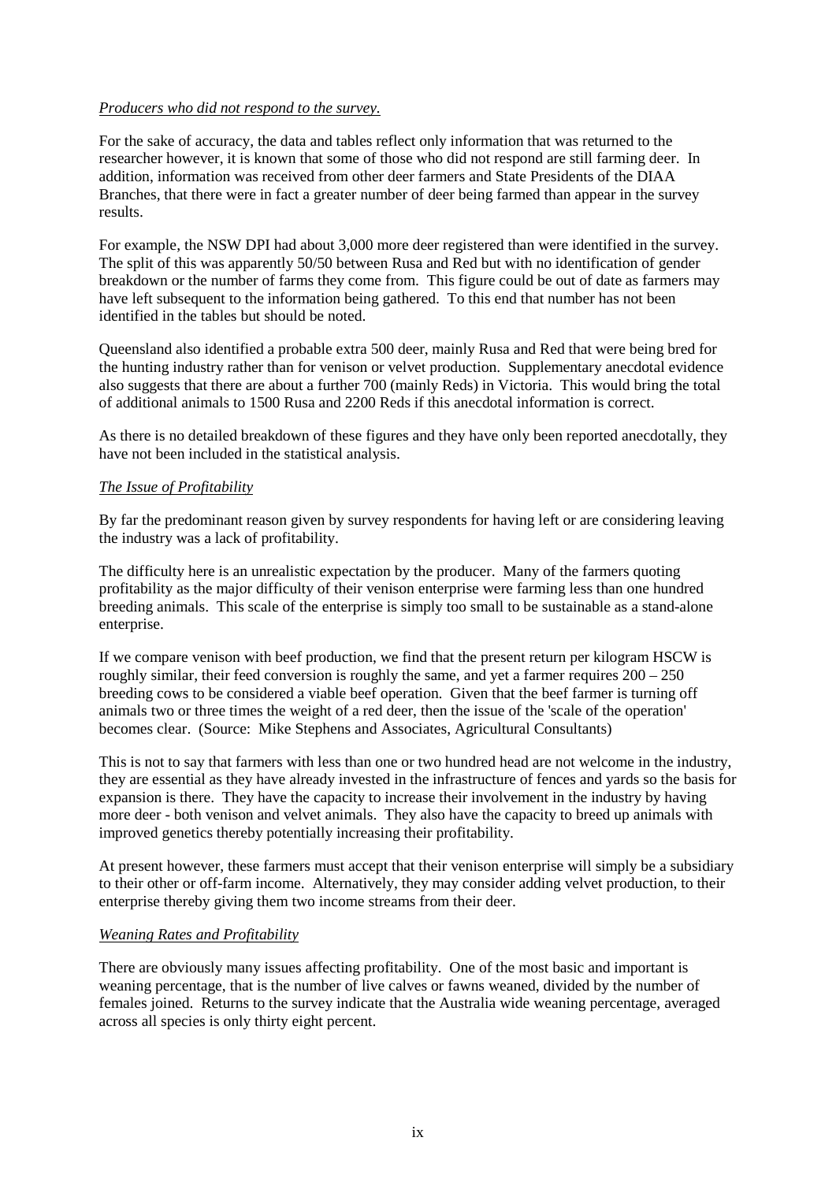*Producers who did not respond to the survey.*

For the sake of accuracy, the data and tables reflect only information that was returned to the researcher however, it is known that some of those who did not respond are still farming deer. In addition, information was received from other deer farmers and State Presidents of the DIAA Branches, that there were in fact a greater number of deer being farmed than appear in the survey results.

For example, the NSW DPI had about 3,000 more deer registered than were identified in the survey. The split of this was apparently 50/50 between Rusa and Red but with no identification of gender breakdown or the number of farms they come from. This figure could be out of date as farmers may have left subsequent to the information being gathered. To this end that number has not been identified in the tables but should be noted.

Queensland also identified a probable extra 500 deer, mainly Rusa and Red that were being bred for the hunting industry rather than for venison or velvet production. Supplementary anecdotal evidence also suggests that there are about a further 700 (mainly Reds) in Victoria. This would bring the total of additional animals to 1500 Rusa and 2200 Reds if this anecdotal information is correct.

As there is no detailed breakdown of these figures and they have only been reported anecdotally, they have not been included in the statistical analysis.

*The Issue of Profitability*

By far the predominant reason given by survey respondents for having left or are considering leaving the industry was a lack of profitability.

The difficulty here is an unrealistic expectation by the producer. Many of the farmers quoting profitability as the major difficulty of their venison enterprise were farming less than one hundred breeding animals. This scale of the enterprise is simply too small to be sustainable as a stand-alone enterprise.

If we compare venison with beef production, we find that the present return per kilogram HSCW is roughly similar, their feed conversion is roughly the same, and yet a farmer requires 200 – 250 breeding cows to be considered a viable beef operation. Given that the beef farmer is turning off animals two or three times the weight of a red deer, then the issue of the 'scale of the operation' becomes clear. (Source: Mike Stephens and Associates, Agricultural Consultants)

This is not to say that farmers with less than one or two hundred head are not welcome in the industry, they are essential as they have already invested in the infrastructure of fences and yards so the basis for expansion is there. They have the capacity to increase their involvement in the industry by having more deer - both venison and velvet animals. They also have the capacity to breed up animals with improved genetics thereby potentially increasing their profitability.

At present however, these farmers must accept that their venison enterprise will simply be a subsidiary to their other or off-farm income. Alternatively, they may consider adding velvet production, to their enterprise thereby giving them two income streams from their deer.

*Weaning Rates and Profitability*

There are obviously many issues affecting profitability. One of the most basic and important is weaning percentage, that is the number of live calves or fawns weaned, divided by the number of females joined. Returns to the survey indicate that the Australia wide weaning percentage, averaged across all species is only thirty eight percent.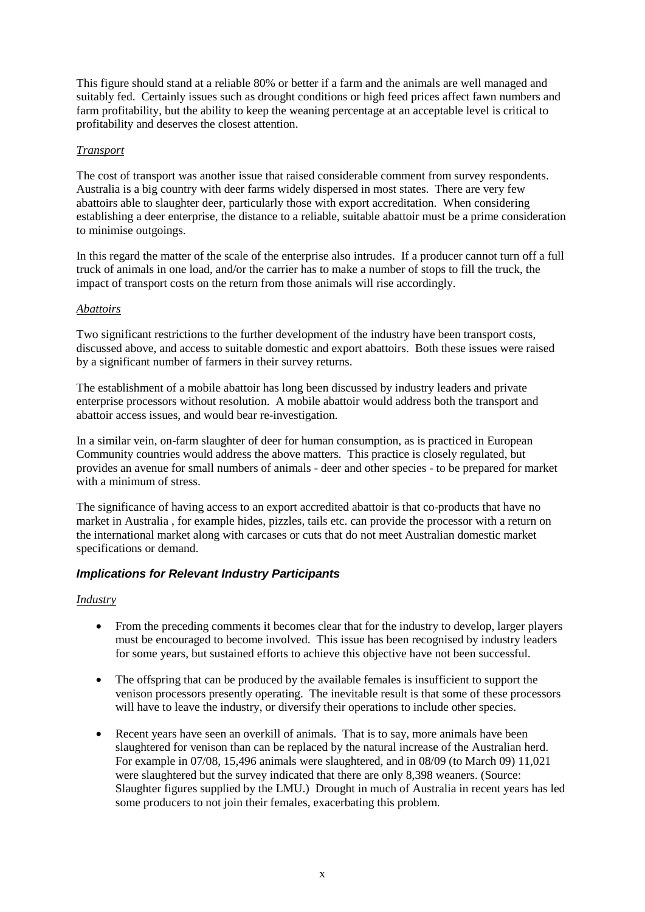This figure should stand at a reliable 80% or better if a farm and the animals are well managed and suitably fed. Certainly issues such as drought conditions or high feed prices affect fawn numbers and farm profitability, but the ability to keep the weaning percentage at an acceptable level is critical to profitability and deserves the closest attention.

*Transport*

The cost of transport was another issue that raised considerable comment from survey respondents. Australia is a big country with deer farms widely dispersed in most states. There are very few abattoirs able to slaughter deer, particularly those with export accreditation. When considering establishing a deer enterprise, the distance to a reliable, suitable abattoir must be a prime consideration to minimise outgoings.

In this regard the matter of the scale of the enterprise also intrudes. If a producer cannot turn off a full truck of animals in one load, and/or the carrier has to make a number of stops to fill the truck, the impact of transport costs on the return from those animals will rise accordingly.

*Abattoirs*

Two significant restrictions to the further development of the industry have been transport costs, discussed above, and access to suitable domestic and export abattoirs. Both these issues were raised by a significant number of farmers in their survey returns.

The establishment of a mobile abattoir has long been discussed by industry leaders and private enterprise processors without resolution. A mobile abattoir would address both the transport and abattoir access issues, and would bear re-investigation.

In a similar vein, on-farm slaughter of deer for human consumption, as is practiced in European Community countries would address the above matters. This practice is closely regulated, but provides an avenue for small numbers of animals - deer and other species - to be prepared for market with a minimum of stress.

The significance of having access to an export accredited abattoir is that co-products that have no market in Australia , for example hides, pizzles, tails etc. can provide the processor with a return on the international market along with carcases or cuts that do not meet Australian domestic market specifications or demand.

### *Implications for Relevant Industry Participants*

*Industry*

- From the preceding comments it becomes clear that for the industry to develop, larger players must be encouraged to become involved. This issue has been recognised by industry leaders for some years, but sustained efforts to achieve this objective have not been successful.
- The offspring that can be produced by the available females is insufficient to support the venison processors presently operating. The inevitable result is that some of these processors will have to leave the industry, or diversify their operations to include other species.
- Recent years have seen an overkill of animals. That is to say, more animals have been slaughtered for venison than can be replaced by the natural increase of the Australian herd. For example in 07/08, 15,496 animals were slaughtered, and in 08/09 (to March 09) 11,021 were slaughtered but the survey indicated that there are only 8,398 weaners. (Source: Slaughter figures supplied by the LMU.) Drought in much of Australia in recent years has led some producers to not join their females, exacerbating this problem.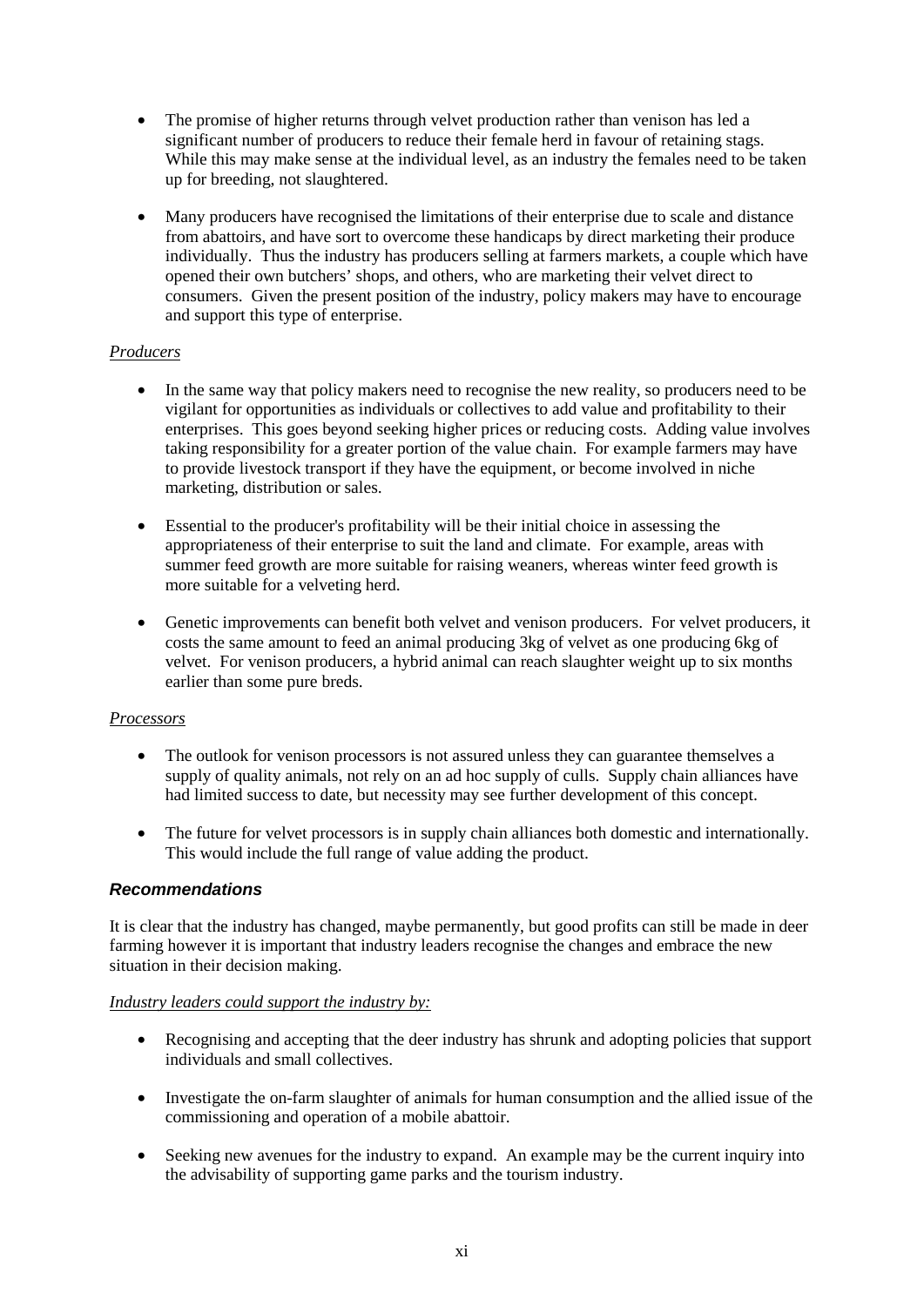- The promise of higher returns through velvet production rather than venison has led a significant number of producers to reduce their female herd in favour of retaining stags. While this may make sense at the individual level, as an industry the females need to be taken up for breeding, not slaughtered.

- Many producers have recognised the limitations of their enterprise due to scale and distance from abattoirs, and have sort to overcome these handicaps by direct marketing their produce individually. Thus the industry has producers selling at farmers markets, a couple which have opened their own butchers' shops, and others, who are marketing their velvet direct to consumers. Given the present position of the industry, policy makers may have to encourage and support this type of enterprise.

*Producers*

- In the same way that policy makers need to recognise the new reality, so producers need to be vigilant for opportunities as individuals or collectives to add value and profitability to their enterprises. This goes beyond seeking higher prices or reducing costs. Adding value involves taking responsibility for a greater portion of the value chain. For example farmers may have to provide livestock transport if they have the equipment, or become involved in niche marketing, distribution or sales.

- Essential to the producer's profitability will be their initial choice in assessing the appropriateness of their enterprise to suit the land and climate. For example, areas with summer feed growth are more suitable for raising weaners, whereas winter feed growth is more suitable for a velveting herd.

- Genetic improvements can benefit both velvet and venison producers. For velvet producers, it costs the same amount to feed an animal producing 3kg of velvet as one producing 6kg of velvet. For venison producers, a hybrid animal can reach slaughter weight up to six months earlier than some pure breds.

*Processors*

- The outlook for venison processors is not assured unless they can guarantee themselves a supply of quality animals, not rely on an ad hoc supply of culls. Supply chain alliances have had limited success to date, but necessity may see further development of this concept.

- The future for velvet processors is in supply chain alliances both domestic and internationally. This would include the full range of value adding the product.

### *Recommendations*

It is clear that the industry has changed, maybe permanently, but good profits can still be made in deer farming however it is important that industry leaders recognise the changes and embrace the new situation in their decision making.

*Industry leaders could support the industry by:*

- Recognising and accepting that the deer industry has shrunk and adopting policies that support individuals and small collectives.

- Investigate the on-farm slaughter of animals for human consumption and the allied issue of the commissioning and operation of a mobile abattoir.

- Seeking new avenues for the industry to expand. An example may be the current inquiry into the advisability of supporting game parks and the tourism industry.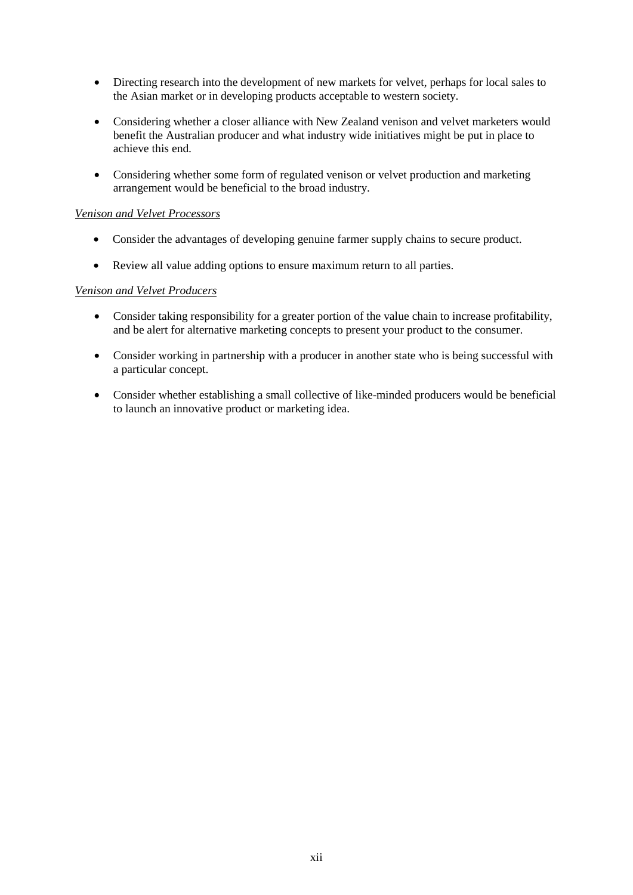- Directing research into the development of new markets for velvet, perhaps for local sales to the Asian market or in developing products acceptable to western society.
- Considering whether a closer alliance with New Zealand venison and velvet marketers would benefit the Australian producer and what industry wide initiatives might be put in place to achieve this end.
- Considering whether some form of regulated venison or velvet production and marketing arrangement would be beneficial to the broad industry.

*Venison and Velvet Processors*

- Consider the advantages of developing genuine farmer supply chains to secure product.
- Review all value adding options to ensure maximum return to all parties.

*Venison and Velvet Producers*

- Consider taking responsibility for a greater portion of the value chain to increase profitability, and be alert for alternative marketing concepts to present your product to the consumer.
- Consider working in partnership with a producer in another state who is being successful with a particular concept.
- Consider whether establishing a small collective of like-minded producers would be beneficial to launch an innovative product or marketing idea.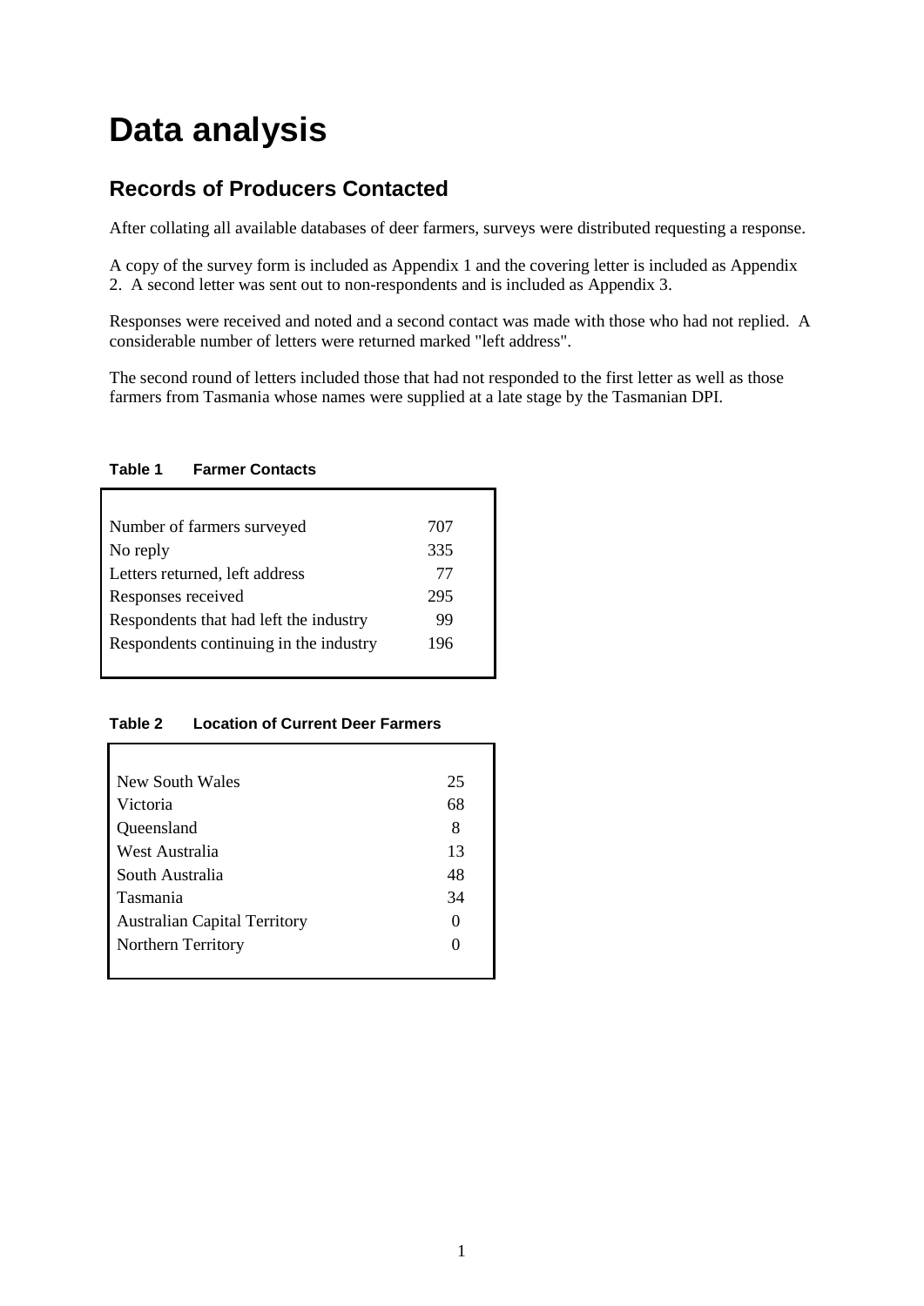# Data analysis

## Records of Producers Contacted

After collating all available databases of deer farmers, surveys were distributed requesting a response.

A copy of the survey form is included as Appendix 1 and the covering letter is included as Appendix 2. A second letter was sent out to non-respondents and is included as Appendix 3.

Responses were received and noted and a second contact was made with those who had not replied. A considerable number of letters were returned marked "left address".

The second round of letters included those that had not responded to the first letter as well as those farmers from Tasmania whose names were supplied at a late stage by the Tasmanian DPI.

**Table 1 Farmer Contacts**

| | |
|---|---|
| Number of farmers surveyed | 707 |
| No reply | 335 |
| Letters returned, left address | 77 |
| Responses received | 295 |
| Respondents that had left the industry | 99 |
| Respondents continuing in the industry | 196 |

**Table 2 Location of Current Deer Farmers**

| | |
|---|---|
| New South Wales | 25 |
| Victoria | 68 |
| Queensland | 8 |
| West Australia | 13 |
| South Australia | 48 |
| Tasmania | 34 |
| Australian Capital Territory | 0 |
| Northern Territory | 0 |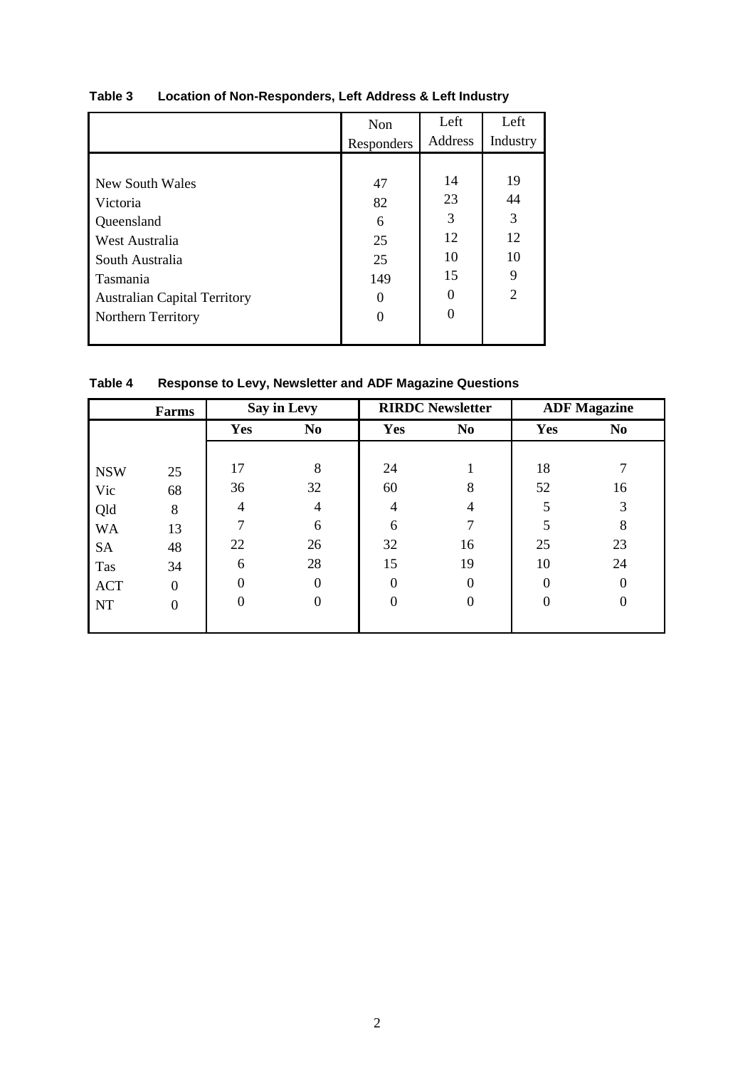**Table 3 Location of Non-Responders, Left Address & Left Industry**

| | Non Responders | Left Address | Left Industry |
|---|---|---|---|
| New South Wales | 47 | 14 | 19 |
| Victoria | 82 | 23 | 44 |
| Queensland | 6 | 3 | 3 |
| West Australia | 25 | 12 | 12 |
| South Australia | 25 | 10 | 10 |
| Tasmania | 149 | 15 | 9 |
| Australian Capital Territory | 0 | 0 | 2 |
| Northern Territory | 0 | 0 | |

**Table 4 Response to Levy, Newsletter and ADF Magazine Questions**

| | Farms | Say in Levy | | RIRDC Newsletter | | ADF Magazine | |
|---|---|---|---|---|---|---|---|
| | | Yes | No | Yes | No | Yes | No |
| NSW | 25 | 17 | 8 | 24 | 1 | 18 | 7 |
| Vic | 68 | 36 | 32 | 60 | 8 | 52 | 16 |
| Qld | 8 | 4 | 4 | 4 | 4 | 5 | 3 |
| WA | 13 | 7 | 6 | 6 | 7 | 5 | 8 |
| SA | 48 | 22 | 26 | 32 | 16 | 25 | 23 |
| Tas | 34 | 6 | 28 | 15 | 19 | 10 | 24 |
| ACT | 0 | 0 | 0 | 0 | 0 | 0 | 0 |
| NT | 0 | 0 | 0 | 0 | 0 | 0 | 0 |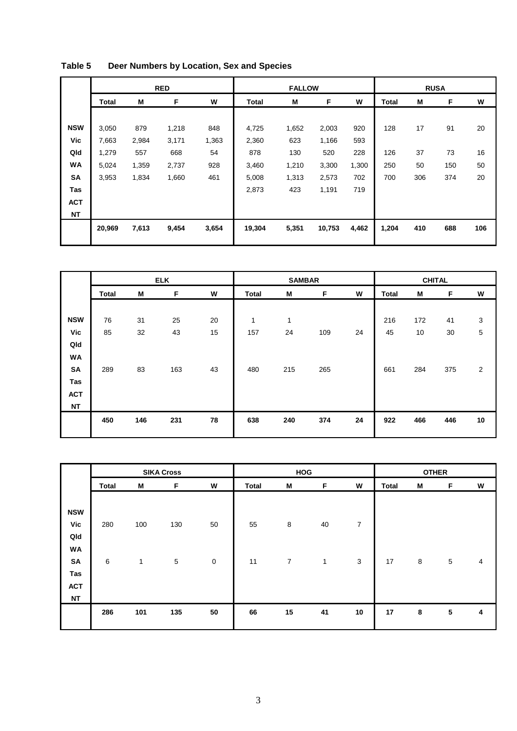**Table 5 Deer Numbers by Location, Sex and Species**

| | RED | | | | FALLOW | | | | RUSA | | | |
|---|---|---|---|---|---|---|---|---|---|---|---|---|
| | Total | M | F | W | Total | M | F | W | Total | M | F | W |
| NSW | 3,050 | 879 | 1,218 | 848 | 4,725 | 1,652 | 2,003 | 920 | 128 | 17 | 91 | 20 |
| Vic | 7,663 | 2,984 | 3,171 | 1,363 | 2,360 | 623 | 1,166 | 593 | | | | |
| Qld | 1,279 | 557 | 668 | 54 | 878 | 130 | 520 | 228 | 126 | 37 | 73 | 16 |
| WA | 5,024 | 1,359 | 2,737 | 928 | 3,460 | 1,210 | 3,300 | 1,300 | 250 | 50 | 150 | 50 |
| SA | 3,953 | 1,834 | 1,660 | 461 | 5,008 | 1,313 | 2,573 | 702 | 700 | 306 | 374 | 20 |
| Tas | | | | | 2,873 | 423 | 1,191 | 719 | | | | |
| ACT | | | | | | | | | | | | |
| NT | | | | | | | | | | | | |
| | **20,969** | **7,613** | **9,454** | **3,654** | **19,304** | **5,351** | **10,753** | **4,462** | **1,204** | **410** | **688** | **106** |

| | ELK | | | | SAMBAR | | | | CHITAL | | | |
|---|---|---|---|---|---|---|---|---|---|---|---|---|
| | Total | M | F | W | Total | M | F | W | Total | M | F | W |
| NSW | 76 | 31 | 25 | 20 | 1 | 1 | | | 216 | 172 | 41 | 3 |
| Vic | 85 | 32 | 43 | 15 | 157 | 24 | 109 | 24 | 45 | 10 | 30 | 5 |
| Qld | | | | | | | | | | | | |
| WA | | | | | | | | | | | | |
| SA | 289 | 83 | 163 | 43 | 480 | 215 | 265 | | 661 | 284 | 375 | 2 |
| Tas | | | | | | | | | | | | |
| ACT | | | | | | | | | | | | |
| NT | | | | | | | | | | | | |
| | **450** | **146** | **231** | **78** | **638** | **240** | **374** | **24** | **922** | **466** | **446** | **10** |

| | SIKA Cross | | | | HOG | | | | OTHER | | | |
|---|---|---|---|---|---|---|---|---|---|---|---|---|
| | Total | M | F | W | Total | M | F | W | Total | M | F | W |
| NSW | | | | | | | | | | | | |
| Vic | 280 | 100 | 130 | 50 | 55 | 8 | 40 | 7 | | | | |
| Qld | | | | | | | | | | | | |
| WA | | | | | | | | | | | | |
| SA | 6 | 1 | 5 | 0 | 11 | 7 | 1 | 3 | 17 | 8 | 5 | 4 |
| Tas | | | | | | | | | | | | |
| ACT | | | | | | | | | | | | |
| NT | | | | | | | | | | | | |
| | **286** | **101** | **135** | **50** | **66** | **15** | **41** | **10** | **17** | **8** | **5** | **4** |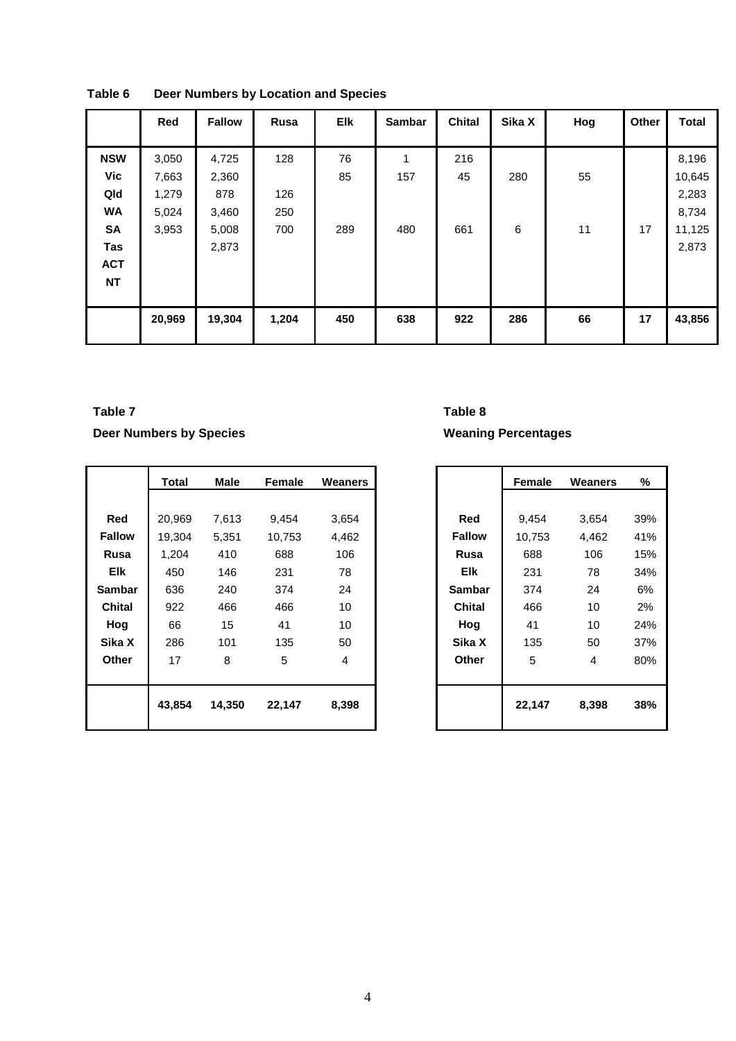**Table 6 Deer Numbers by Location and Species**

| | Red | Fallow | Rusa | Elk | Sambar | Chital | Sika X | Hog | Other | Total |
|---|---|---|---|---|---|---|---|---|---|---|
| **NSW** | 3,050 | 4,725 | 128 | 76 | 1 | 216 | | | | 8,196 |
| **Vic** | 7,663 | 2,360 | | 85 | 157 | 45 | 280 | 55 | | 10,645 |
| **Qld** | 1,279 | 878 | 126 | | | | | | | 2,283 |
| **WA** | 5,024 | 3,460 | 250 | | | | | | | 8,734 |
| **SA** | 3,953 | 5,008 | 700 | 289 | 480 | 661 | 6 | 11 | 17 | 11,125 |
| **Tas** | | 2,873 | | | | | | | | 2,873 |
| **ACT** | | | | | | | | | | |
| **NT** | | | | | | | | | | |
| | **20,969** | **19,304** | **1,204** | **450** | **638** | **922** | **286** | **66** | **17** | **43,856** |

**Table 7**

**Deer Numbers by Species**

| | Total | Male | Female | Weaners |
|---|---|---|---|---|
| **Red** | 20,969 | 7,613 | 9,454 | 3,654 |
| **Fallow** | 19,304 | 5,351 | 10,753 | 4,462 |
| **Rusa** | 1,204 | 410 | 688 | 106 |
| **Elk** | 450 | 146 | 231 | 78 |
| **Sambar** | 636 | 240 | 374 | 24 |
| **Chital** | 922 | 466 | 466 | 10 |
| **Hog** | 66 | 15 | 41 | 10 |
| **Sika X** | 286 | 101 | 135 | 50 |
| **Other** | 17 | 8 | 5 | 4 |
| | **43,854** | **14,350** | **22,147** | **8,398** |

**Table 8**

**Weaning Percentages**

| | Female | Weaners | % |
|---|---|---|---|
| **Red** | 9,454 | 3,654 | 39% |
| **Fallow** | 10,753 | 4,462 | 41% |
| **Rusa** | 688 | 106 | 15% |
| **Elk** | 231 | 78 | 34% |
| **Sambar** | 374 | 24 | 6% |
| **Chital** | 466 | 10 | 2% |
| **Hog** | 41 | 10 | 24% |
| **Sika X** | 135 | 50 | 37% |
| **Other** | 5 | 4 | 80% |
| | **22,147** | **8,398** | **38%** |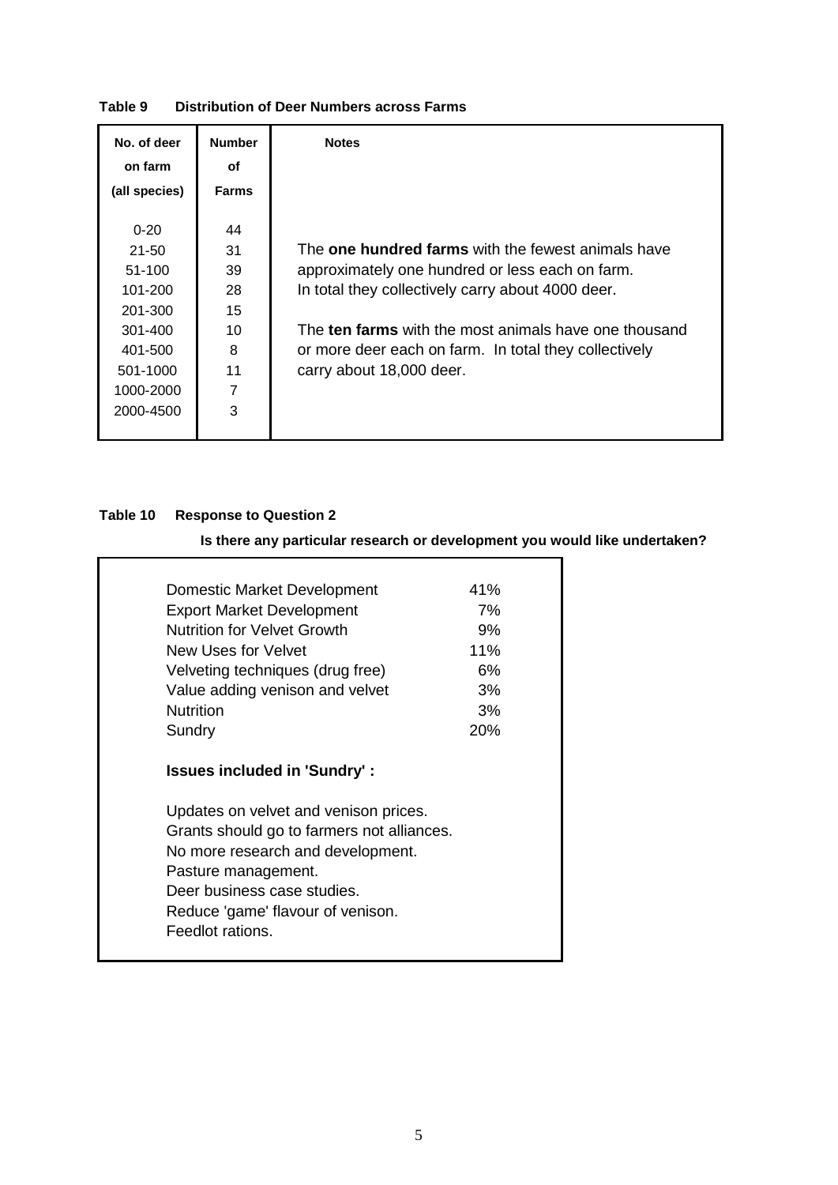**Table 9 Distribution of Deer Numbers across Farms**

| No. of deer on farm (all species) | Number of Farms | Notes |
|---|---|---|
| 0-20 | 44 | |
| 21-50 | 31 | The **one hundred farms** with the fewest animals have approximately one hundred or less each on farm. In total they collectively carry about 4000 deer. |
| 51-100 | 39 | |
| 101-200 | 28 | |
| 201-300 | 15 | |
| 301-400 | 10 | The **ten farms** with the most animals have one thousand or more deer each on farm. In total they collectively carry about 18,000 deer. |
| 401-500 | 8 | |
| 501-1000 | 11 | |
| 1000-2000 | 7 | |
| 2000-4500 | 3 | |

**Table 10 Response to Question 2**

**Is there any particular research or development you would like undertaken?**

| Response | % |
|---|---|
| Domestic Market Development | 41% |
| Export Market Development | 7% |
| Nutrition for Velvet Growth | 9% |
| New Uses for Velvet | 11% |
| Velveting techniques (drug free) | 6% |
| Value adding venison and velvet | 3% |
| Nutrition | 3% |
| Sundry | 20% |

**Issues included in 'Sundry' :**

Updates on velvet and venison prices.
Grants should go to farmers not alliances.
No more research and development.
Pasture management.
Deer business case studies.
Reduce 'game' flavour of venison.
Feedlot rations.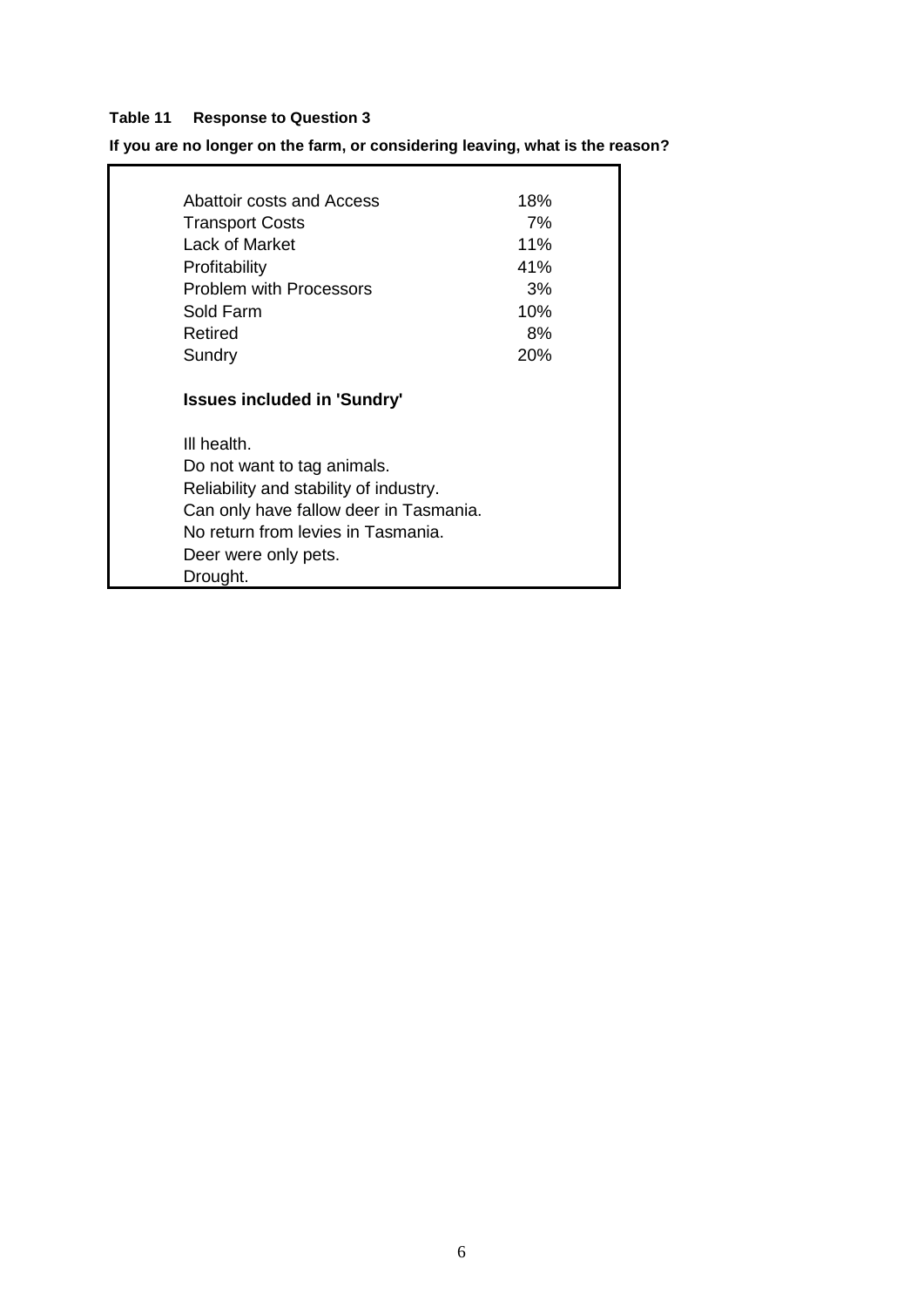**Table 11 Response to Question 3**

**If you are no longer on the farm, or considering leaving, what is the reason?**

| Reason | % |
|---|---|
| Abattoir costs and Access | 18% |
| Transport Costs | 7% |
| Lack of Market | 11% |
| Profitability | 41% |
| Problem with Processors | 3% |
| Sold Farm | 10% |
| Retired | 8% |
| Sundry | 20% |

**Issues included in 'Sundry'**

Ill health.
Do not want to tag animals.
Reliability and stability of industry.
Can only have fallow deer in Tasmania.
No return from levies in Tasmania.
Deer were only pets.
Drought.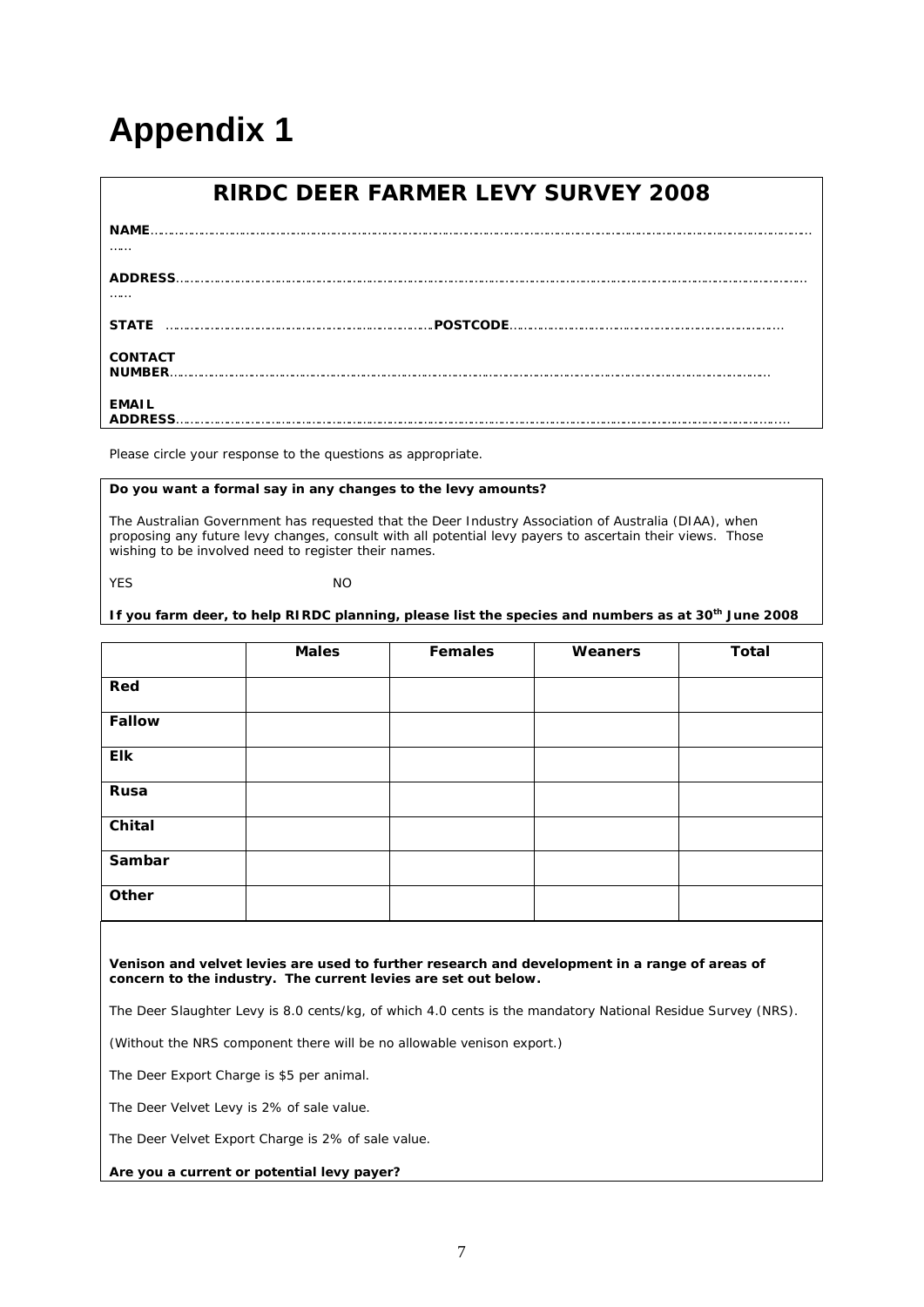# Appendix 1

## RIRDC DEER FARMER LEVY SURVEY 2008

**NAME**……………………………………………………………………………………………………………

**ADDRESS**………………………………………………………………………………………………………

**STATE** ……………………………………………………… **POSTCODE**………………………………………………

**CONTACT NUMBER**………………………………………………………………………………………………

**EMAIL ADDRESS**…………………………………………………………………………………………………

*Please circle your response to the questions as appropriate.*

**Do you want a formal say in any changes to the levy amounts?**

The Australian Government has requested that the Deer Industry Association of Australia (DIAA), when proposing any future levy changes, consult with all potential levy payers to ascertain their views. Those wishing to be involved need to register their names.

YES NO

**If you farm deer, to help RIRDC planning, please list the species and numbers as at 30th June 2008**

| | Males | Females | Weaners | Total |
|---|---|---|---|---|
| **Red** | | | | |
| **Fallow** | | | | |
| **Elk** | | | | |
| **Rusa** | | | | |
| **Chital** | | | | |
| **Sambar** | | | | |
| **Other** | | | | |

**Venison and velvet levies are used to further research and development in a range of areas of concern to the industry. The current levies are set out below.**

The Deer Slaughter Levy is 8.0 cents/kg, of which 4.0 cents is the mandatory National Residue Survey (NRS).

(Without the NRS component there will be no allowable venison export.)

The Deer Export Charge is $5 per animal.

The Deer Velvet Levy is 2% of sale value.

The Deer Velvet Export Charge is 2% of sale value.

**Are you a current or potential levy payer?**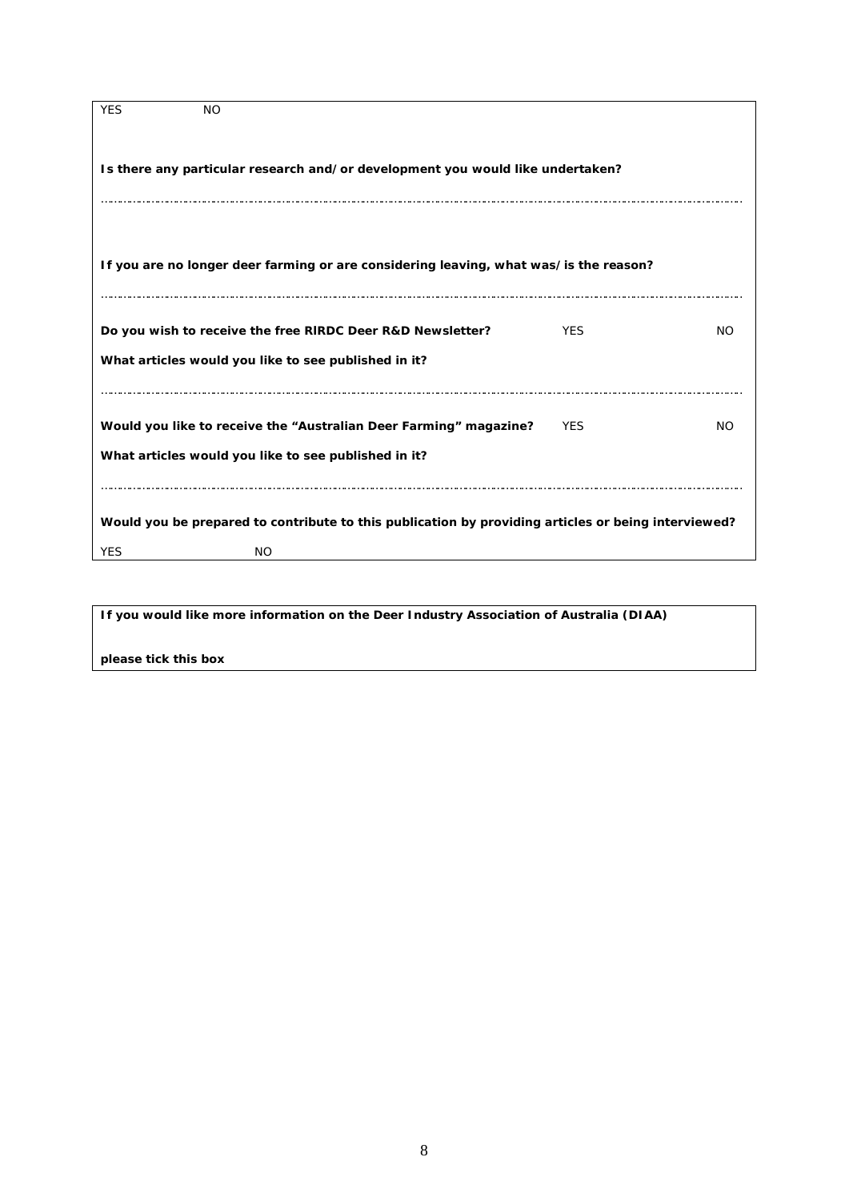YES NO

**Is there any particular research and/or development you would like undertaken?**

……………………………………………………………………………………………………………………………………………………

**If you are no longer deer farming or are considering leaving, what was/is the reason?**

……………………………………………………………………………………………………………………………………………………

**Do you wish to receive the free RIRDC Deer R&D Newsletter?** YES NO

**What articles would you like to see published in it?**

……………………………………………………………………………………………………………………………………………………

**Would you like to receive the "Australian Deer Farming" magazine?** YES NO

**What articles would you like to see published in it?**

……………………………………………………………………………………………………………………………………………………

**Would you be prepared to contribute to this publication by providing articles or being interviewed?**

YES NO

**If you would like more information on the Deer Industry Association of Australia (DIAA)**

**please tick this box**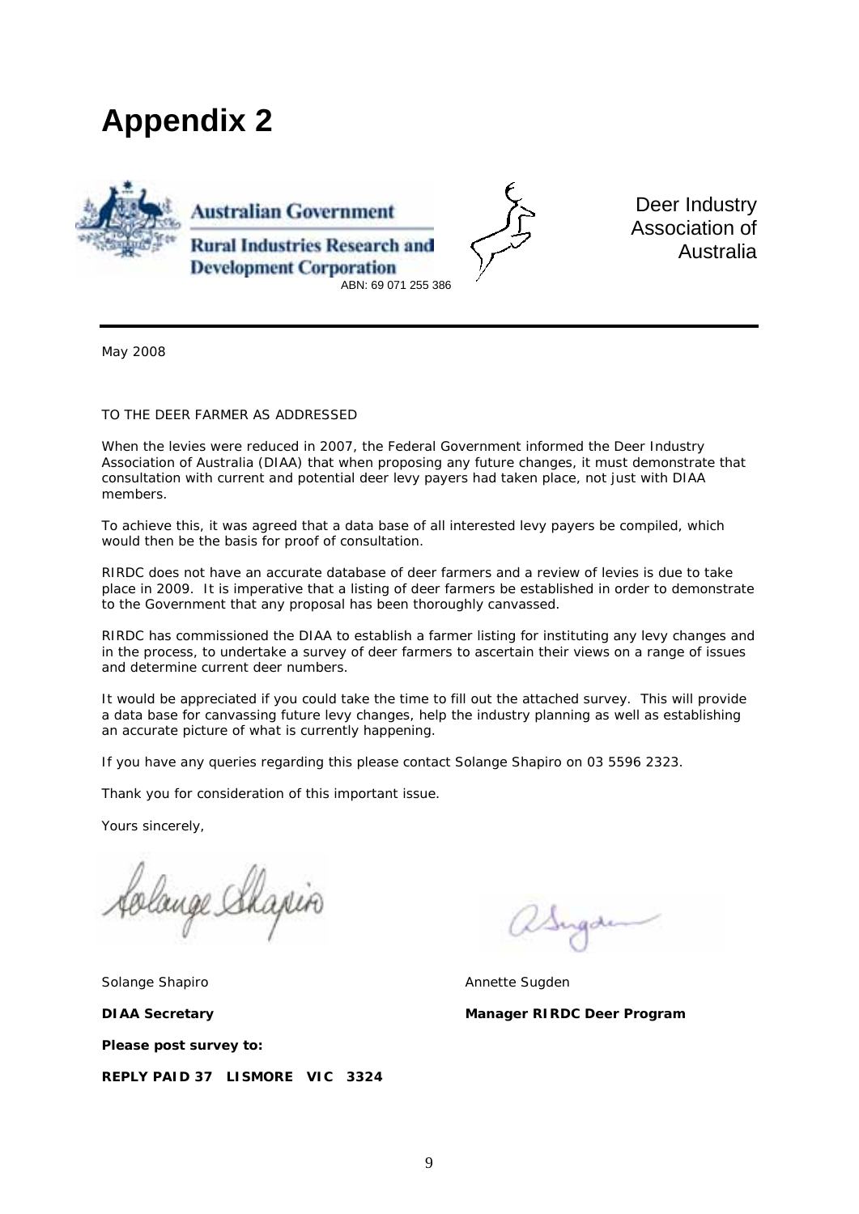# Appendix 2

Australian Government

Rural Industries Research and Development Corporation

ABN: 69 071 255 386

Deer Industry Association of Australia

---

May 2008

TO THE DEER FARMER AS ADDRESSED

When the levies were reduced in 2007, the Federal Government informed the Deer Industry Association of Australia (DIAA) that when proposing any future changes, it must demonstrate that consultation with current and potential deer levy payers had taken place, not just with DIAA members.

To achieve this, it was agreed that a data base of all interested levy payers be compiled, which would then be the basis for proof of consultation.

RIRDC does not have an accurate database of deer farmers and a review of levies is due to take place in 2009. It is imperative that a listing of deer farmers be established in order to demonstrate to the Government that any proposal has been thoroughly canvassed.

RIRDC has commissioned the DIAA to establish a farmer listing for instituting any levy changes and in the process, to undertake a survey of deer farmers to ascertain their views on a range of issues and determine current deer numbers.

It would be appreciated if you could take the time to fill out the attached survey. This will provide a data base for canvassing future levy changes, help the industry planning as well as establishing an accurate picture of what is currently happening.

If you have any queries regarding this please contact Solange Shapiro on 03 5596 2323.

Thank you for consideration of this important issue.

Yours sincerely,

Solange Shapiro

**DIAA Secretary**

Annette Sugden

**Manager RIRDC Deer Program**

**Please post survey to:**

**REPLY PAID 37 LISMORE VIC 3324**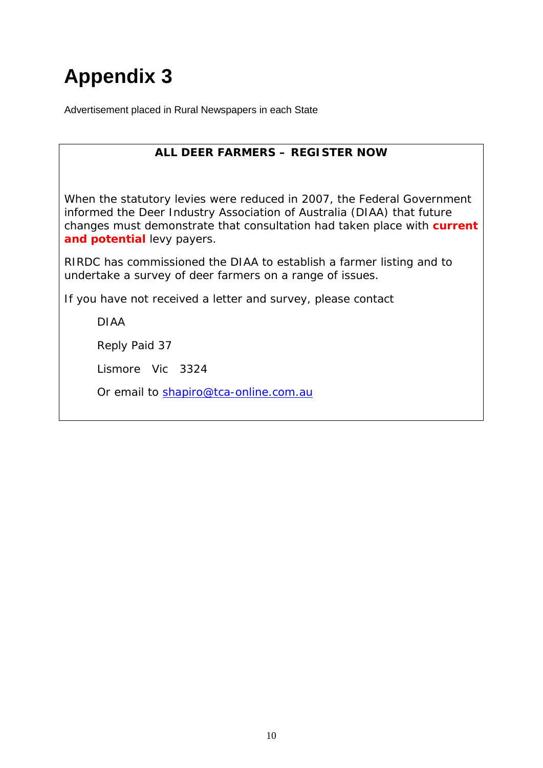# Appendix 3

Advertisement placed in Rural Newspapers in each State

**ALL DEER FARMERS – REGISTER NOW**

When the statutory levies were reduced in 2007, the Federal Government informed the Deer Industry Association of Australia (DIAA) that future changes must demonstrate that consultation had taken place with **current and potential** levy payers.

RIRDC has commissioned the DIAA to establish a farmer listing and to undertake a survey of deer farmers on a range of issues.

If you have not received a letter and survey, please contact

DIAA

Reply Paid 37

Lismore Vic 3324

Or email to shapiro@tca-online.com.au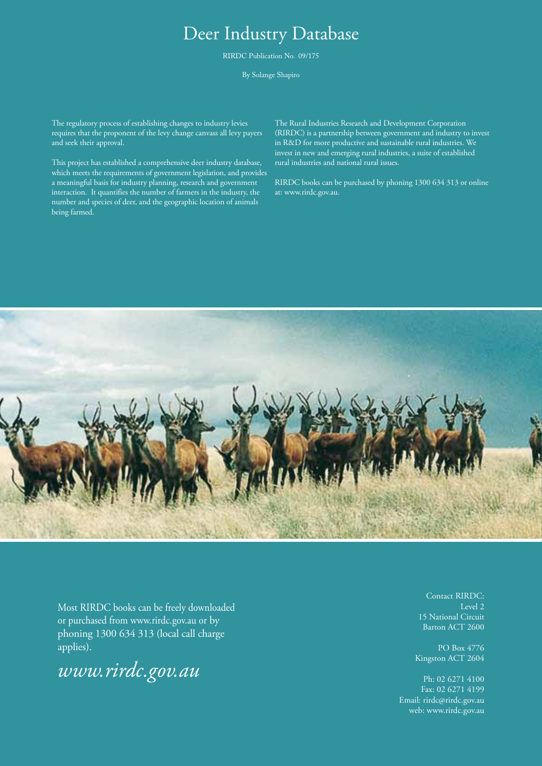# Deer Industry Database

RIRDC Publication No. 09/175

By Solange Shapiro

The regulatory process of establishing changes to industry levies requires that the proponent of the levy change canvass all levy payers and seek their approval.

This project has established a comprehensive deer industry database, which meets the requirements of government legislation, and provides a meaningful basis for industry planning, research and government interaction. It quantifies the number of farmers in the industry, the number and species of deer, and the geographic location of animals being farmed.

The Rural Industries Research and Development Corporation (RIRDC) is a partnership between government and industry to invest in R&D for more productive and sustainable rural industries. We invest in new and emerging rural industries, a suite of established rural industries and national rural issues.

RIRDC books can be purchased by phoning 1300 634 313 or online at: www.rirdc.gov.au.

Most RIRDC books can be freely downloaded or purchased from www.rirdc.gov.au or by phoning 1300 634 313 (local call charge applies).

*www.rirdc.gov.au*

Contact RIRDC:
Level 2
15 National Circuit
Barton ACT 2600

PO Box 4776
Kingston ACT 2604

Ph: 02 6271 4100
Fax: 02 6271 4199
Email: rirdc@rirdc.gov.au
web: www.rirdc.gov.au